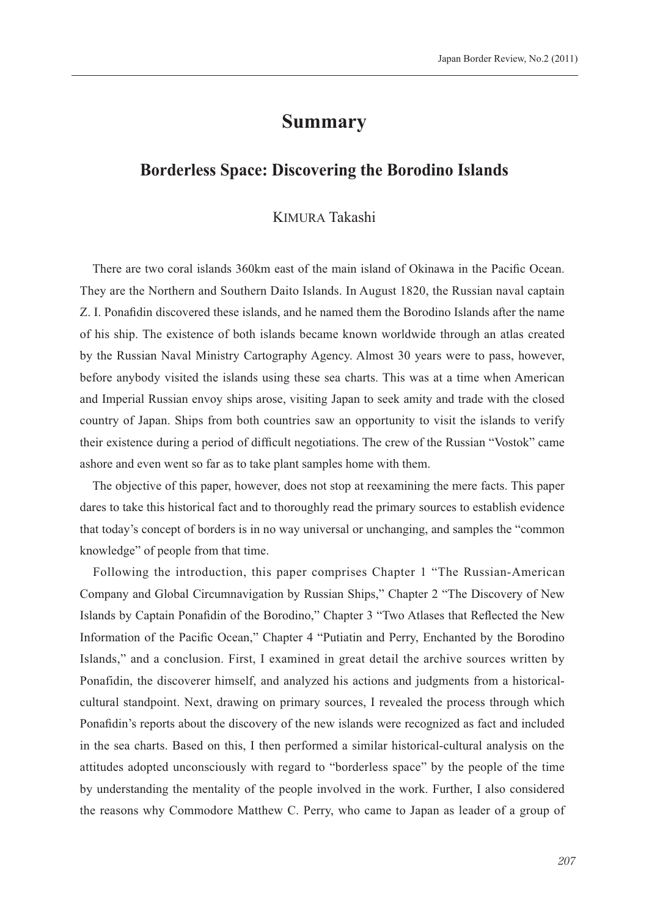# Summary

## Borderless Space: Discovering the Borodino Islands

KIMURA Takashi

There are two coral islands 360km east of the main island of Okinawa in the Pacific Ocean. They are the Northern and Southern Daito Islands. In August 1820, the Russian naval captain Z. I. Ponafidin discovered these islands, and he named them the Borodino Islands after the name of his ship. The existence of both islands became known worldwide through an atlas created by the Russian Naval Ministry Cartography Agency. Almost 30 years were to pass, however, before anybody visited the islands using these sea charts. This was at a time when American and Imperial Russian envoy ships arose, visiting Japan to seek amity and trade with the closed country of Japan. Ships from both countries saw an opportunity to visit the islands to verify their existence during a period of difficult negotiations. The crew of the Russian "Vostok" came ashore and even went so far as to take plant samples home with them.

The objective of this paper, however, does not stop at reexamining the mere facts. This paper dares to take this historical fact and to thoroughly read the primary sources to establish evidence that today's concept of borders is in no way universal or unchanging, and samples the "common knowledge" of people from that time.

Following the introduction, this paper comprises Chapter 1 "The Russian-American Company and Global Circumnavigation by Russian Ships," Chapter 2 "The Discovery of New Islands by Captain Ponafidin of the Borodino," Chapter 3 "Two Atlases that Reflected the New Information of the Pacific Ocean," Chapter 4 "Putiatin and Perry, Enchanted by the Borodino Islands," and a conclusion. First, I examined in great detail the archive sources written by Ponafidin, the discoverer himself, and analyzed his actions and judgments from a historical-cultural standpoint. Next, drawing on primary sources, I revealed the process through which Ponafidin's reports about the discovery of the new islands were recognized as fact and included in the sea charts. Based on this, I then performed a similar historical-cultural analysis on the attitudes adopted unconsciously with regard to "borderless space" by the people of the time by understanding the mentality of the people involved in the work. Further, I also considered the reasons why Commodore Matthew C. Perry, who came to Japan as leader of a group of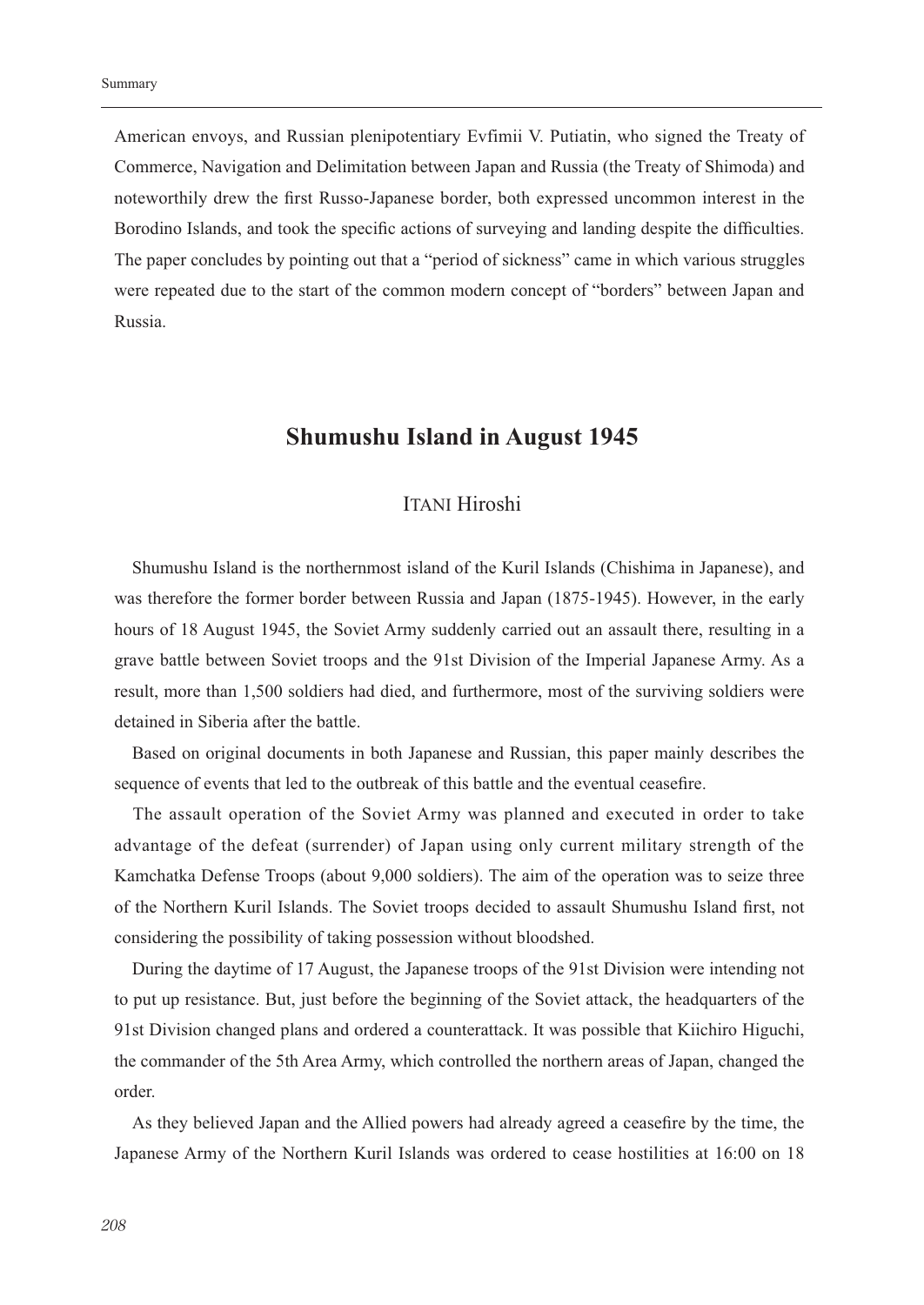American envoys, and Russian plenipotentiary Evfimii V. Putiatin, who signed the Treaty of Commerce, Navigation and Delimitation between Japan and Russia (the Treaty of Shimoda) and noteworthily drew the first Russo-Japanese border, both expressed uncommon interest in the Borodino Islands, and took the specific actions of surveying and landing despite the difficulties. The paper concludes by pointing out that a "period of sickness" came in which various struggles were repeated due to the start of the common modern concept of "borders" between Japan and Russia.

## Shumushu Island in August 1945

### ITANI Hiroshi

Shumushu Island is the northernmost island of the Kuril Islands (Chishima in Japanese), and was therefore the former border between Russia and Japan (1875-1945). However, in the early hours of 18 August 1945, the Soviet Army suddenly carried out an assault there, resulting in a grave battle between Soviet troops and the 91st Division of the Imperial Japanese Army. As a result, more than 1,500 soldiers had died, and furthermore, most of the surviving soldiers were detained in Siberia after the battle.

Based on original documents in both Japanese and Russian, this paper mainly describes the sequence of events that led to the outbreak of this battle and the eventual ceasefire.

The assault operation of the Soviet Army was planned and executed in order to take advantage of the defeat (surrender) of Japan using only current military strength of the Kamchatka Defense Troops (about 9,000 soldiers). The aim of the operation was to seize three of the Northern Kuril Islands. The Soviet troops decided to assault Shumushu Island first, not considering the possibility of taking possession without bloodshed.

During the daytime of 17 August, the Japanese troops of the 91st Division were intending not to put up resistance. But, just before the beginning of the Soviet attack, the headquarters of the 91st Division changed plans and ordered a counterattack. It was possible that Kiichiro Higuchi, the commander of the 5th Area Army, which controlled the northern areas of Japan, changed the order.

As they believed Japan and the Allied powers had already agreed a ceasefire by the time, the Japanese Army of the Northern Kuril Islands was ordered to cease hostilities at 16:00 on 18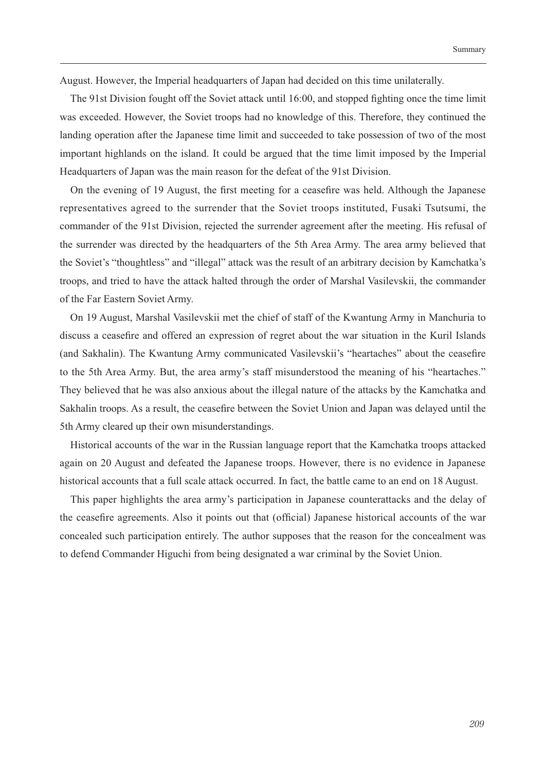August. However, the Imperial headquarters of Japan had decided on this time unilaterally.

The 91st Division fought off the Soviet attack until 16:00, and stopped fighting once the time limit was exceeded. However, the Soviet troops had no knowledge of this. Therefore, they continued the landing operation after the Japanese time limit and succeeded to take possession of two of the most important highlands on the island. It could be argued that the time limit imposed by the Imperial Headquarters of Japan was the main reason for the defeat of the 91st Division.

On the evening of 19 August, the first meeting for a ceasefire was held. Although the Japanese representatives agreed to the surrender that the Soviet troops instituted, Fusaki Tsutsumi, the commander of the 91st Division, rejected the surrender agreement after the meeting. His refusal of the surrender was directed by the headquarters of the 5th Area Army. The area army believed that the Soviet's "thoughtless" and "illegal" attack was the result of an arbitrary decision by Kamchatka's troops, and tried to have the attack halted through the order of Marshal Vasilevskii, the commander of the Far Eastern Soviet Army.

On 19 August, Marshal Vasilevskii met the chief of staff of the Kwantung Army in Manchuria to discuss a ceasefire and offered an expression of regret about the war situation in the Kuril Islands (and Sakhalin). The Kwantung Army communicated Vasilevskii's "heartaches" about the ceasefire to the 5th Area Army. But, the area army's staff misunderstood the meaning of his "heartaches." They believed that he was also anxious about the illegal nature of the attacks by the Kamchatka and Sakhalin troops. As a result, the ceasefire between the Soviet Union and Japan was delayed until the 5th Army cleared up their own misunderstandings.

Historical accounts of the war in the Russian language report that the Kamchatka troops attacked again on 20 August and defeated the Japanese troops. However, there is no evidence in Japanese historical accounts that a full scale attack occurred. In fact, the battle came to an end on 18 August.

This paper highlights the area army's participation in Japanese counterattacks and the delay of the ceasefire agreements. Also it points out that (official) Japanese historical accounts of the war concealed such participation entirely. The author supposes that the reason for the concealment was to defend Commander Higuchi from being designated a war criminal by the Soviet Union.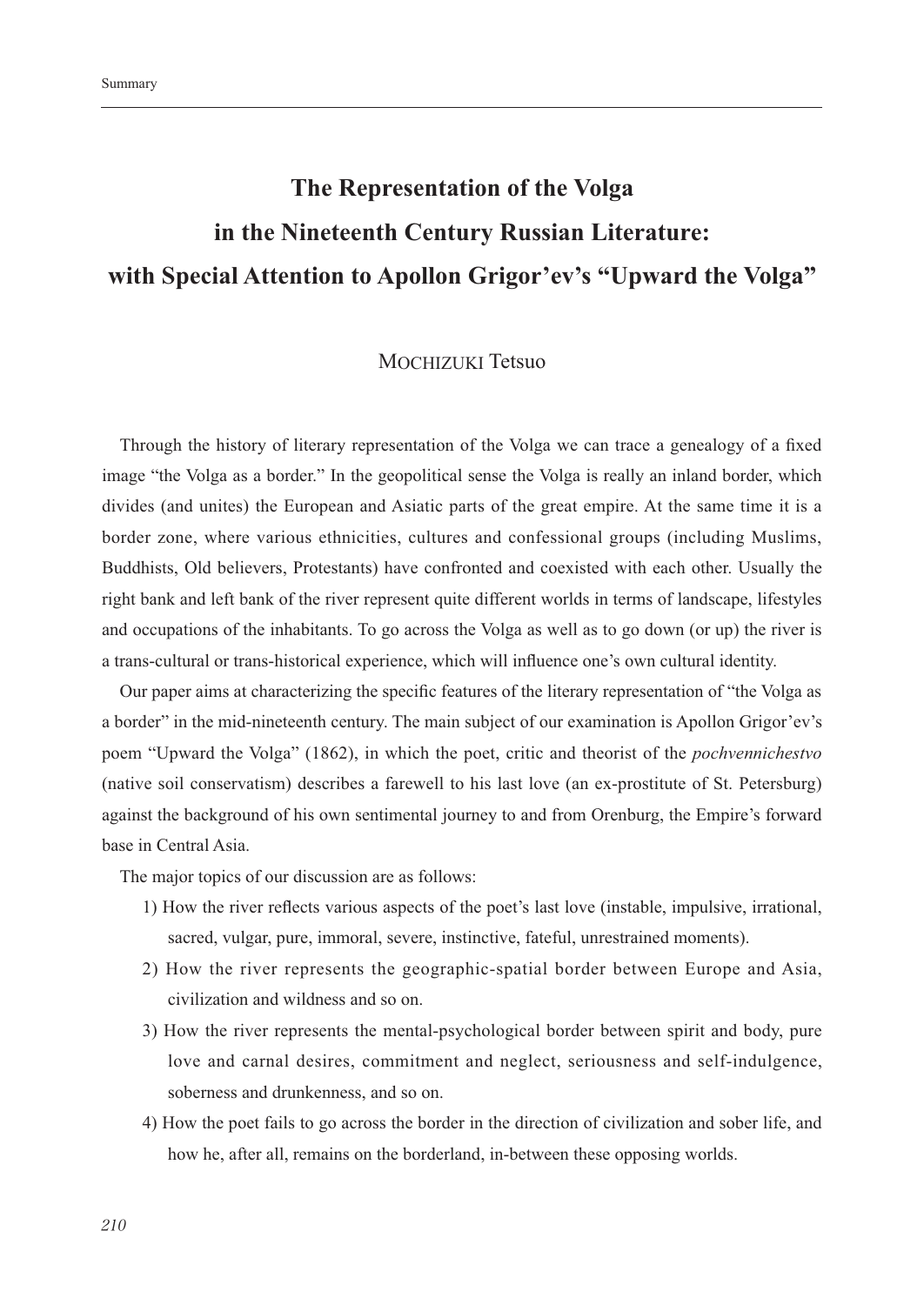# The Representation of the Volga in the Nineteenth Century Russian Literature: with Special Attention to Apollon Grigor'ev's "Upward the Volga"

MOCHIZUKI Tetsuo

Through the history of literary representation of the Volga we can trace a genealogy of a fixed image "the Volga as a border." In the geopolitical sense the Volga is really an inland border, which divides (and unites) the European and Asiatic parts of the great empire. At the same time it is a border zone, where various ethnicities, cultures and confessional groups (including Muslims, Buddhists, Old believers, Protestants) have confronted and coexisted with each other. Usually the right bank and left bank of the river represent quite different worlds in terms of landscape, lifestyles and occupations of the inhabitants. To go across the Volga as well as to go down (or up) the river is a trans-cultural or trans-historical experience, which will influence one's own cultural identity.

Our paper aims at characterizing the specific features of the literary representation of "the Volga as a border" in the mid-nineteenth century. The main subject of our examination is Apollon Grigor'ev's poem "Upward the Volga" (1862), in which the poet, critic and theorist of the *pochvennichestvo* (native soil conservatism) describes a farewell to his last love (an ex-prostitute of St. Petersburg) against the background of his own sentimental journey to and from Orenburg, the Empire's forward base in Central Asia.

The major topics of our discussion are as follows:

1) How the river reflects various aspects of the poet's last love (instable, impulsive, irrational, sacred, vulgar, pure, immoral, severe, instinctive, fateful, unrestrained moments).
2) How the river represents the geographic-spatial border between Europe and Asia, civilization and wildness and so on.
3) How the river represents the mental-psychological border between spirit and body, pure love and carnal desires, commitment and neglect, seriousness and self-indulgence, soberness and drunkenness, and so on.
4) How the poet fails to go across the border in the direction of civilization and sober life, and how he, after all, remains on the borderland, in-between these opposing worlds.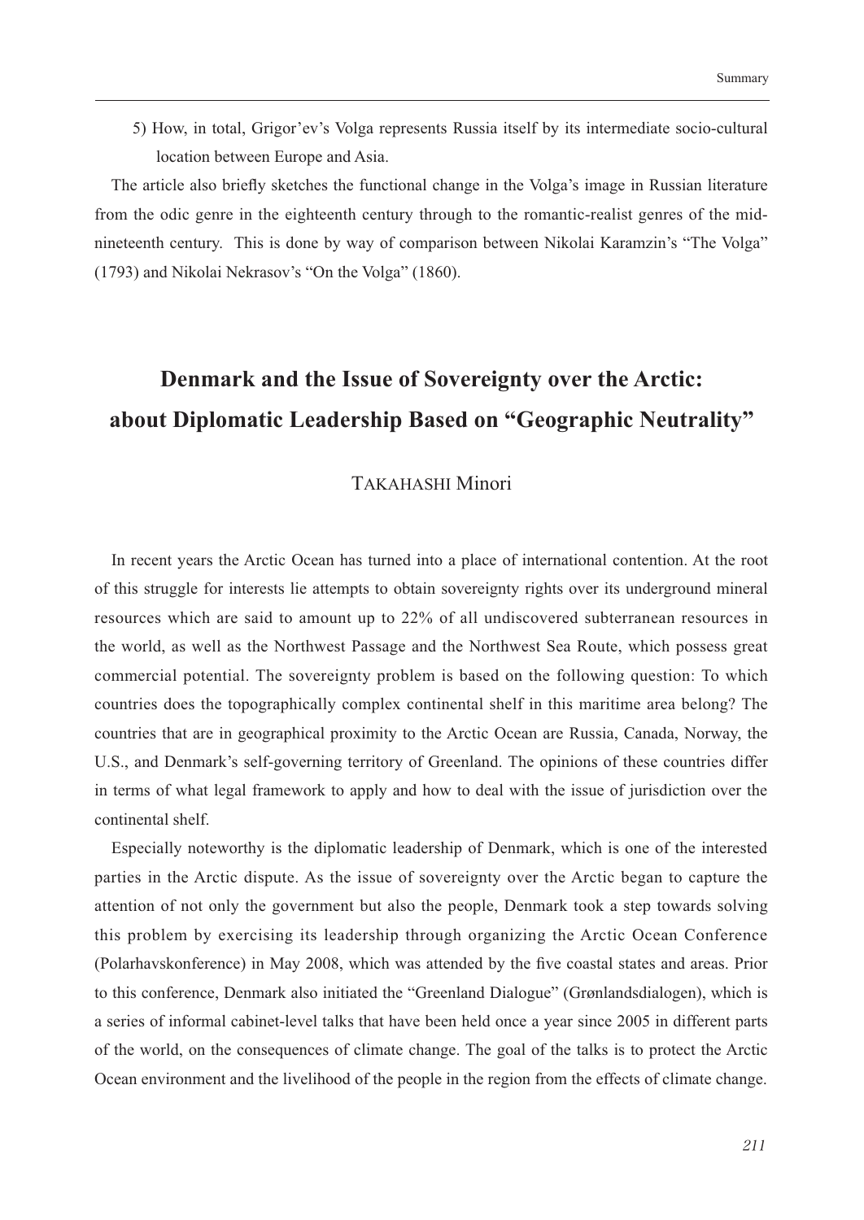5) How, in total, Grigor'ev's Volga represents Russia itself by its intermediate socio-cultural location between Europe and Asia.

The article also briefly sketches the functional change in the Volga's image in Russian literature from the odic genre in the eighteenth century through to the romantic-realist genres of the mid-nineteenth century. This is done by way of comparison between Nikolai Karamzin's "The Volga" (1793) and Nikolai Nekrasov's "On the Volga" (1860).

## Denmark and the Issue of Sovereignty over the Arctic: about Diplomatic Leadership Based on "Geographic Neutrality"

TAKAHASHI Minori

In recent years the Arctic Ocean has turned into a place of international contention. At the root of this struggle for interests lie attempts to obtain sovereignty rights over its underground mineral resources which are said to amount up to 22% of all undiscovered subterranean resources in the world, as well as the Northwest Passage and the Northwest Sea Route, which possess great commercial potential. The sovereignty problem is based on the following question: To which countries does the topographically complex continental shelf in this maritime area belong? The countries that are in geographical proximity to the Arctic Ocean are Russia, Canada, Norway, the U.S., and Denmark's self-governing territory of Greenland. The opinions of these countries differ in terms of what legal framework to apply and how to deal with the issue of jurisdiction over the continental shelf.

Especially noteworthy is the diplomatic leadership of Denmark, which is one of the interested parties in the Arctic dispute. As the issue of sovereignty over the Arctic began to capture the attention of not only the government but also the people, Denmark took a step towards solving this problem by exercising its leadership through organizing the Arctic Ocean Conference (Polarhavskonference) in May 2008, which was attended by the five coastal states and areas. Prior to this conference, Denmark also initiated the "Greenland Dialogue" (Grønlandsdialogen), which is a series of informal cabinet-level talks that have been held once a year since 2005 in different parts of the world, on the consequences of climate change. The goal of the talks is to protect the Arctic Ocean environment and the livelihood of the people in the region from the effects of climate change.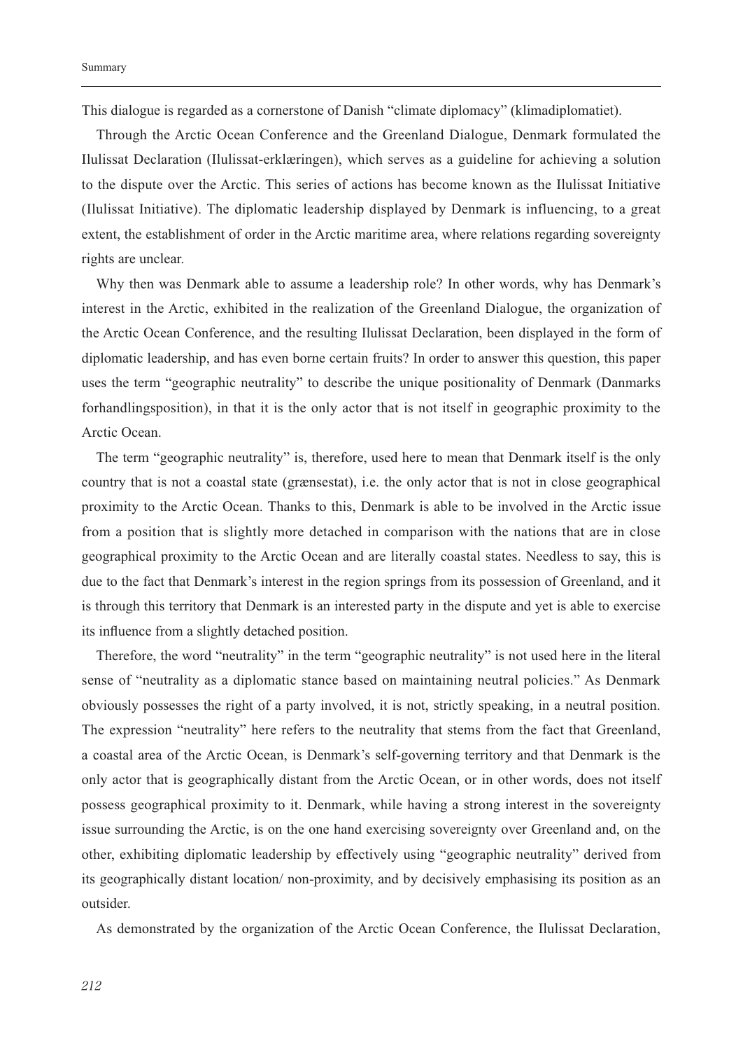This dialogue is regarded as a cornerstone of Danish "climate diplomacy" (klimadiplomatiet).

Through the Arctic Ocean Conference and the Greenland Dialogue, Denmark formulated the Ilulissat Declaration (Ilulissat-erklæringen), which serves as a guideline for achieving a solution to the dispute over the Arctic. This series of actions has become known as the Ilulissat Initiative (Ilulissat Initiative). The diplomatic leadership displayed by Denmark is influencing, to a great extent, the establishment of order in the Arctic maritime area, where relations regarding sovereignty rights are unclear.

Why then was Denmark able to assume a leadership role? In other words, why has Denmark's interest in the Arctic, exhibited in the realization of the Greenland Dialogue, the organization of the Arctic Ocean Conference, and the resulting Ilulissat Declaration, been displayed in the form of diplomatic leadership, and has even borne certain fruits? In order to answer this question, this paper uses the term "geographic neutrality" to describe the unique positionality of Denmark (Danmarks forhandlingsposition), in that it is the only actor that is not itself in geographic proximity to the Arctic Ocean.

The term "geographic neutrality" is, therefore, used here to mean that Denmark itself is the only country that is not a coastal state (grænsestat), i.e. the only actor that is not in close geographical proximity to the Arctic Ocean. Thanks to this, Denmark is able to be involved in the Arctic issue from a position that is slightly more detached in comparison with the nations that are in close geographical proximity to the Arctic Ocean and are literally coastal states. Needless to say, this is due to the fact that Denmark's interest in the region springs from its possession of Greenland, and it is through this territory that Denmark is an interested party in the dispute and yet is able to exercise its influence from a slightly detached position.

Therefore, the word "neutrality" in the term "geographic neutrality" is not used here in the literal sense of "neutrality as a diplomatic stance based on maintaining neutral policies." As Denmark obviously possesses the right of a party involved, it is not, strictly speaking, in a neutral position. The expression "neutrality" here refers to the neutrality that stems from the fact that Greenland, a coastal area of the Arctic Ocean, is Denmark's self-governing territory and that Denmark is the only actor that is geographically distant from the Arctic Ocean, or in other words, does not itself possess geographical proximity to it. Denmark, while having a strong interest in the sovereignty issue surrounding the Arctic, is on the one hand exercising sovereignty over Greenland and, on the other, exhibiting diplomatic leadership by effectively using "geographic neutrality" derived from its geographically distant location/ non-proximity, and by decisively emphasising its position as an outsider.

As demonstrated by the organization of the Arctic Ocean Conference, the Ilulissat Declaration,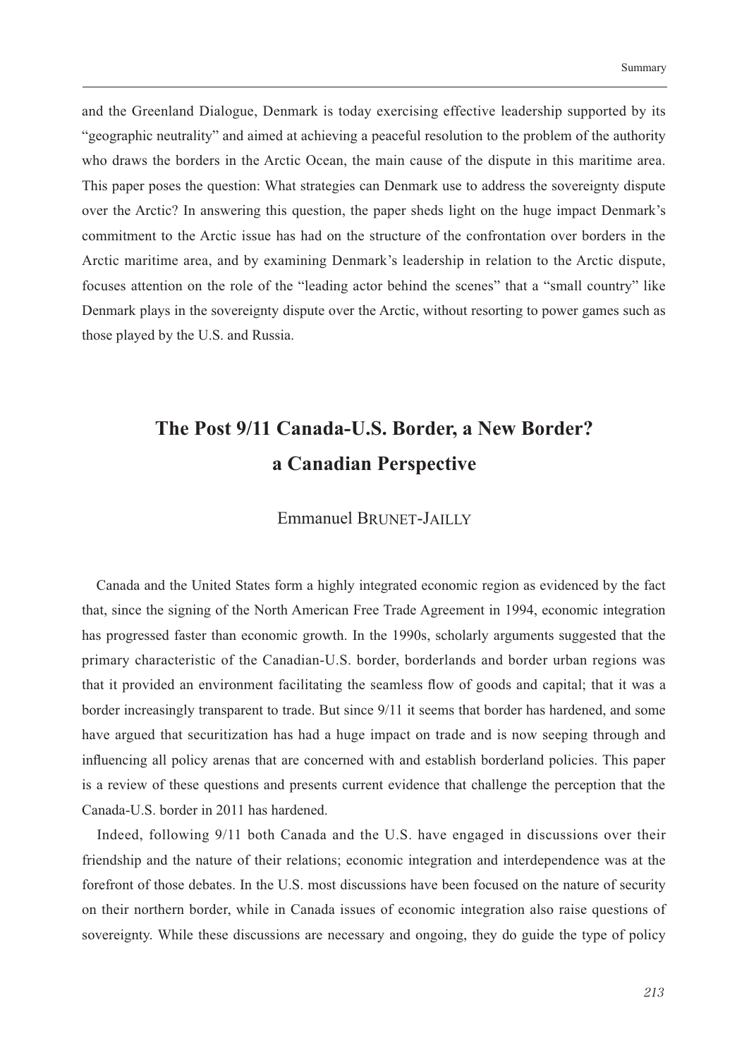and the Greenland Dialogue, Denmark is today exercising effective leadership supported by its "geographic neutrality" and aimed at achieving a peaceful resolution to the problem of the authority who draws the borders in the Arctic Ocean, the main cause of the dispute in this maritime area. This paper poses the question: What strategies can Denmark use to address the sovereignty dispute over the Arctic? In answering this question, the paper sheds light on the huge impact Denmark's commitment to the Arctic issue has had on the structure of the confrontation over borders in the Arctic maritime area, and by examining Denmark's leadership in relation to the Arctic dispute, focuses attention on the role of the "leading actor behind the scenes" that a "small country" like Denmark plays in the sovereignty dispute over the Arctic, without resorting to power games such as those played by the U.S. and Russia.

## The Post 9/11 Canada-U.S. Border, a New Border? a Canadian Perspective

Emmanuel Brunet-Jailly

Canada and the United States form a highly integrated economic region as evidenced by the fact that, since the signing of the North American Free Trade Agreement in 1994, economic integration has progressed faster than economic growth. In the 1990s, scholarly arguments suggested that the primary characteristic of the Canadian-U.S. border, borderlands and border urban regions was that it provided an environment facilitating the seamless flow of goods and capital; that it was a border increasingly transparent to trade. But since 9/11 it seems that border has hardened, and some have argued that securitization has had a huge impact on trade and is now seeping through and influencing all policy arenas that are concerned with and establish borderland policies. This paper is a review of these questions and presents current evidence that challenge the perception that the Canada-U.S. border in 2011 has hardened.

Indeed, following 9/11 both Canada and the U.S. have engaged in discussions over their friendship and the nature of their relations; economic integration and interdependence was at the forefront of those debates. In the U.S. most discussions have been focused on the nature of security on their northern border, while in Canada issues of economic integration also raise questions of sovereignty. While these discussions are necessary and ongoing, they do guide the type of policy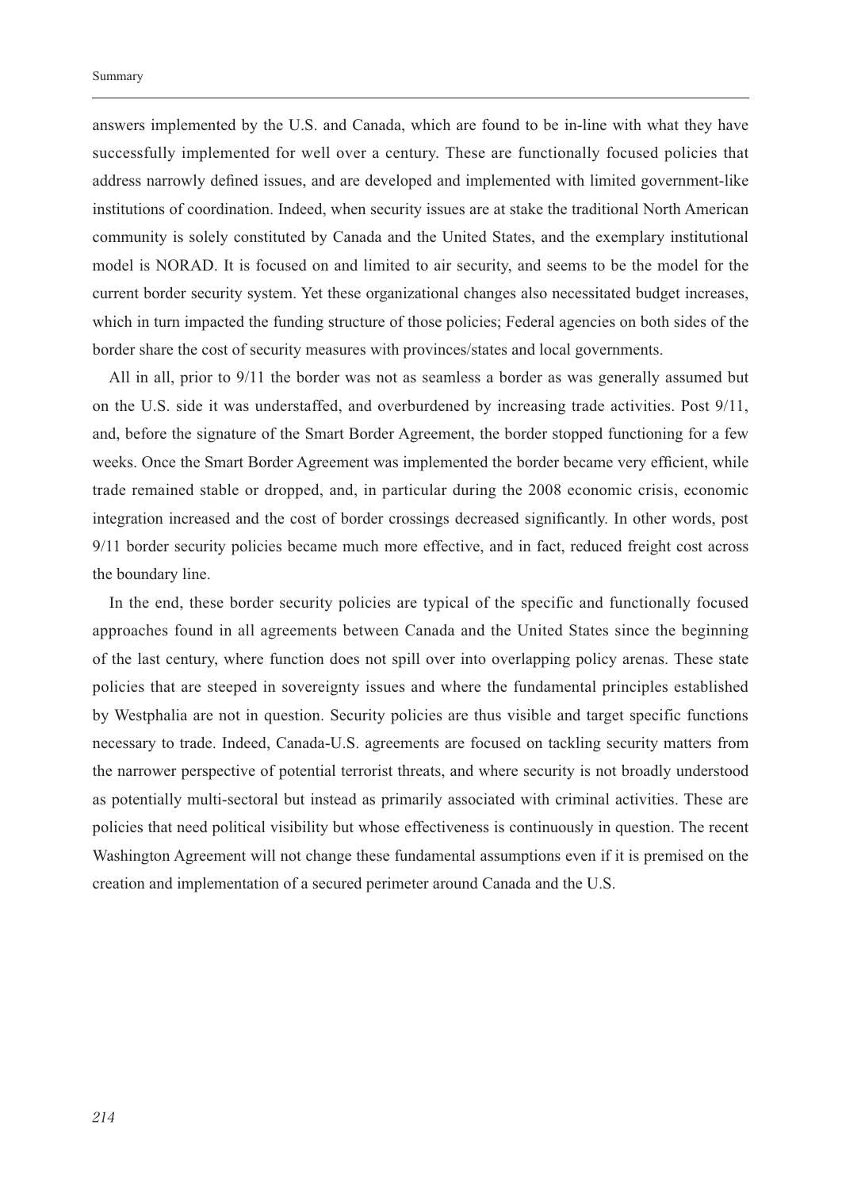answers implemented by the U.S. and Canada, which are found to be in-line with what they have successfully implemented for well over a century. These are functionally focused policies that address narrowly defined issues, and are developed and implemented with limited government-like institutions of coordination. Indeed, when security issues are at stake the traditional North American community is solely constituted by Canada and the United States, and the exemplary institutional model is NORAD. It is focused on and limited to air security, and seems to be the model for the current border security system. Yet these organizational changes also necessitated budget increases, which in turn impacted the funding structure of those policies; Federal agencies on both sides of the border share the cost of security measures with provinces/states and local governments.

All in all, prior to 9/11 the border was not as seamless a border as was generally assumed but on the U.S. side it was understaffed, and overburdened by increasing trade activities. Post 9/11, and, before the signature of the Smart Border Agreement, the border stopped functioning for a few weeks. Once the Smart Border Agreement was implemented the border became very efficient, while trade remained stable or dropped, and, in particular during the 2008 economic crisis, economic integration increased and the cost of border crossings decreased significantly. In other words, post 9/11 border security policies became much more effective, and in fact, reduced freight cost across the boundary line.

In the end, these border security policies are typical of the specific and functionally focused approaches found in all agreements between Canada and the United States since the beginning of the last century, where function does not spill over into overlapping policy arenas. These state policies that are steeped in sovereignty issues and where the fundamental principles established by Westphalia are not in question. Security policies are thus visible and target specific functions necessary to trade. Indeed, Canada-U.S. agreements are focused on tackling security matters from the narrower perspective of potential terrorist threats, and where security is not broadly understood as potentially multi-sectoral but instead as primarily associated with criminal activities. These are policies that need political visibility but whose effectiveness is continuously in question. The recent Washington Agreement will not change these fundamental assumptions even if it is premised on the creation and implementation of a secured perimeter around Canada and the U.S.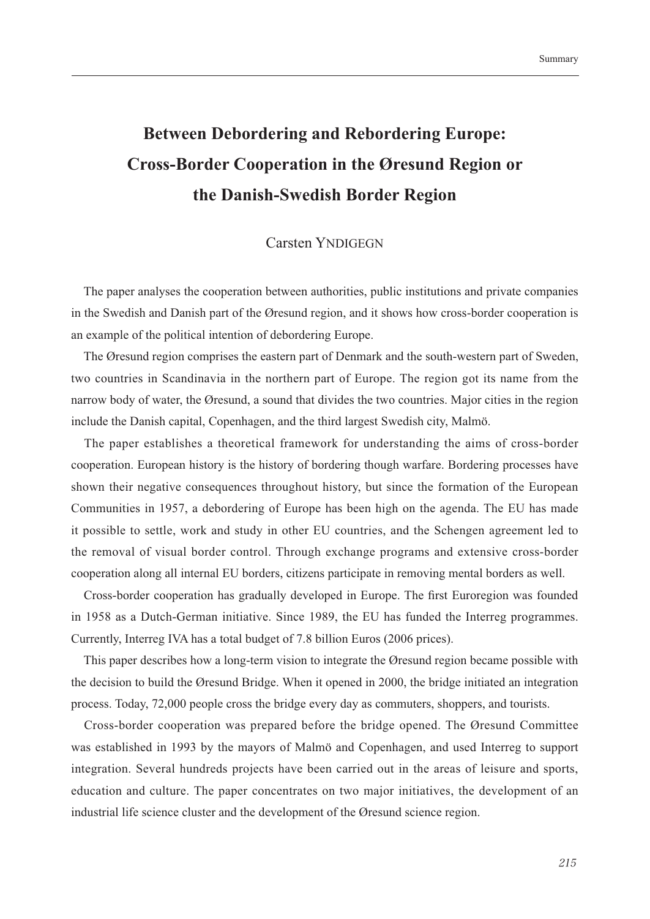# Between Debordering and Rebordering Europe: Cross-Border Cooperation in the Øresund Region or the Danish-Swedish Border Region

Carsten YNDIGEGN

The paper analyses the cooperation between authorities, public institutions and private companies in the Swedish and Danish part of the Øresund region, and it shows how cross-border cooperation is an example of the political intention of debordering Europe.

The Øresund region comprises the eastern part of Denmark and the south-western part of Sweden, two countries in Scandinavia in the northern part of Europe. The region got its name from the narrow body of water, the Øresund, a sound that divides the two countries. Major cities in the region include the Danish capital, Copenhagen, and the third largest Swedish city, Malmö.

The paper establishes a theoretical framework for understanding the aims of cross-border cooperation. European history is the history of bordering though warfare. Bordering processes have shown their negative consequences throughout history, but since the formation of the European Communities in 1957, a debordering of Europe has been high on the agenda. The EU has made it possible to settle, work and study in other EU countries, and the Schengen agreement led to the removal of visual border control. Through exchange programs and extensive cross-border cooperation along all internal EU borders, citizens participate in removing mental borders as well.

Cross-border cooperation has gradually developed in Europe. The first Euroregion was founded in 1958 as a Dutch-German initiative. Since 1989, the EU has funded the Interreg programmes. Currently, Interreg IVA has a total budget of 7.8 billion Euros (2006 prices).

This paper describes how a long-term vision to integrate the Øresund region became possible with the decision to build the Øresund Bridge. When it opened in 2000, the bridge initiated an integration process. Today, 72,000 people cross the bridge every day as commuters, shoppers, and tourists.

Cross-border cooperation was prepared before the bridge opened. The Øresund Committee was established in 1993 by the mayors of Malmö and Copenhagen, and used Interreg to support integration. Several hundreds projects have been carried out in the areas of leisure and sports, education and culture. The paper concentrates on two major initiatives, the development of an industrial life science cluster and the development of the Øresund science region.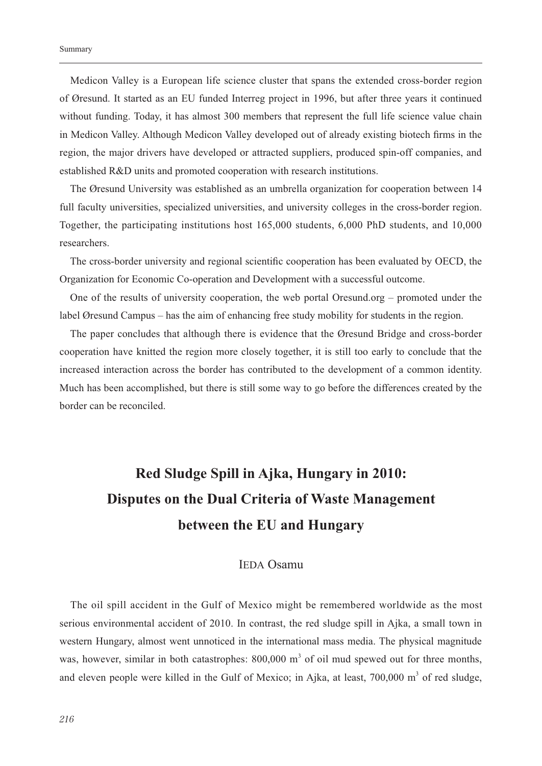Medicon Valley is a European life science cluster that spans the extended cross-border region of Øresund. It started as an EU funded Interreg project in 1996, but after three years it continued without funding. Today, it has almost 300 members that represent the full life science value chain in Medicon Valley. Although Medicon Valley developed out of already existing biotech firms in the region, the major drivers have developed or attracted suppliers, produced spin-off companies, and established R&D units and promoted cooperation with research institutions.

The Øresund University was established as an umbrella organization for cooperation between 14 full faculty universities, specialized universities, and university colleges in the cross-border region. Together, the participating institutions host 165,000 students, 6,000 PhD students, and 10,000 researchers.

The cross-border university and regional scientific cooperation has been evaluated by OECD, the Organization for Economic Co-operation and Development with a successful outcome.

One of the results of university cooperation, the web portal Oresund.org – promoted under the label Øresund Campus – has the aim of enhancing free study mobility for students in the region.

The paper concludes that although there is evidence that the Øresund Bridge and cross-border cooperation have knitted the region more closely together, it is still too early to conclude that the increased interaction across the border has contributed to the development of a common identity. Much has been accomplished, but there is still some way to go before the differences created by the border can be reconciled.

## Red Sludge Spill in Ajka, Hungary in 2010: Disputes on the Dual Criteria of Waste Management between the EU and Hungary

IEDA Osamu

The oil spill accident in the Gulf of Mexico might be remembered worldwide as the most serious environmental accident of 2010. In contrast, the red sludge spill in Ajka, a small town in western Hungary, almost went unnoticed in the international mass media. The physical magnitude was, however, similar in both catastrophes: 800,000 $m^3$ of oil mud spewed out for three months, and eleven people were killed in the Gulf of Mexico; in Ajka, at least, 700,000 $m^3$ of red sludge,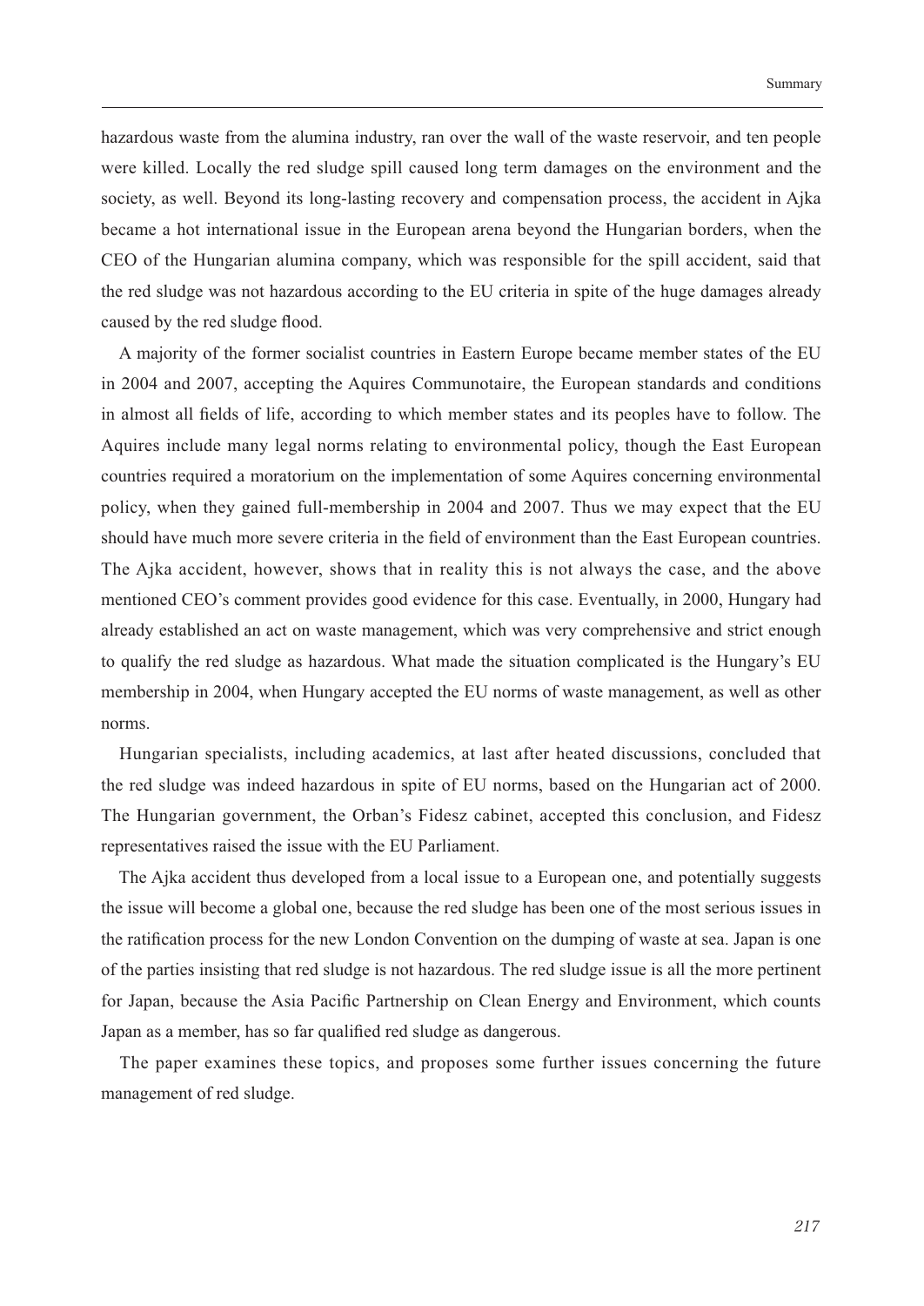hazardous waste from the alumina industry, ran over the wall of the waste reservoir, and ten people were killed. Locally the red sludge spill caused long term damages on the environment and the society, as well. Beyond its long-lasting recovery and compensation process, the accident in Ajka became a hot international issue in the European arena beyond the Hungarian borders, when the CEO of the Hungarian alumina company, which was responsible for the spill accident, said that the red sludge was not hazardous according to the EU criteria in spite of the huge damages already caused by the red sludge flood.

A majority of the former socialist countries in Eastern Europe became member states of the EU in 2004 and 2007, accepting the Aquires Communotaire, the European standards and conditions in almost all fields of life, according to which member states and its peoples have to follow. The Aquires include many legal norms relating to environmental policy, though the East European countries required a moratorium on the implementation of some Aquires concerning environmental policy, when they gained full-membership in 2004 and 2007. Thus we may expect that the EU should have much more severe criteria in the field of environment than the East European countries. The Ajka accident, however, shows that in reality this is not always the case, and the above mentioned CEO's comment provides good evidence for this case. Eventually, in 2000, Hungary had already established an act on waste management, which was very comprehensive and strict enough to qualify the red sludge as hazardous. What made the situation complicated is the Hungary's EU membership in 2004, when Hungary accepted the EU norms of waste management, as well as other norms.

Hungarian specialists, including academics, at last after heated discussions, concluded that the red sludge was indeed hazardous in spite of EU norms, based on the Hungarian act of 2000. The Hungarian government, the Orban's Fidesz cabinet, accepted this conclusion, and Fidesz representatives raised the issue with the EU Parliament.

The Ajka accident thus developed from a local issue to a European one, and potentially suggests the issue will become a global one, because the red sludge has been one of the most serious issues in the ratification process for the new London Convention on the dumping of waste at sea. Japan is one of the parties insisting that red sludge is not hazardous. The red sludge issue is all the more pertinent for Japan, because the Asia Pacific Partnership on Clean Energy and Environment, which counts Japan as a member, has so far qualified red sludge as dangerous.

The paper examines these topics, and proposes some further issues concerning the future management of red sludge.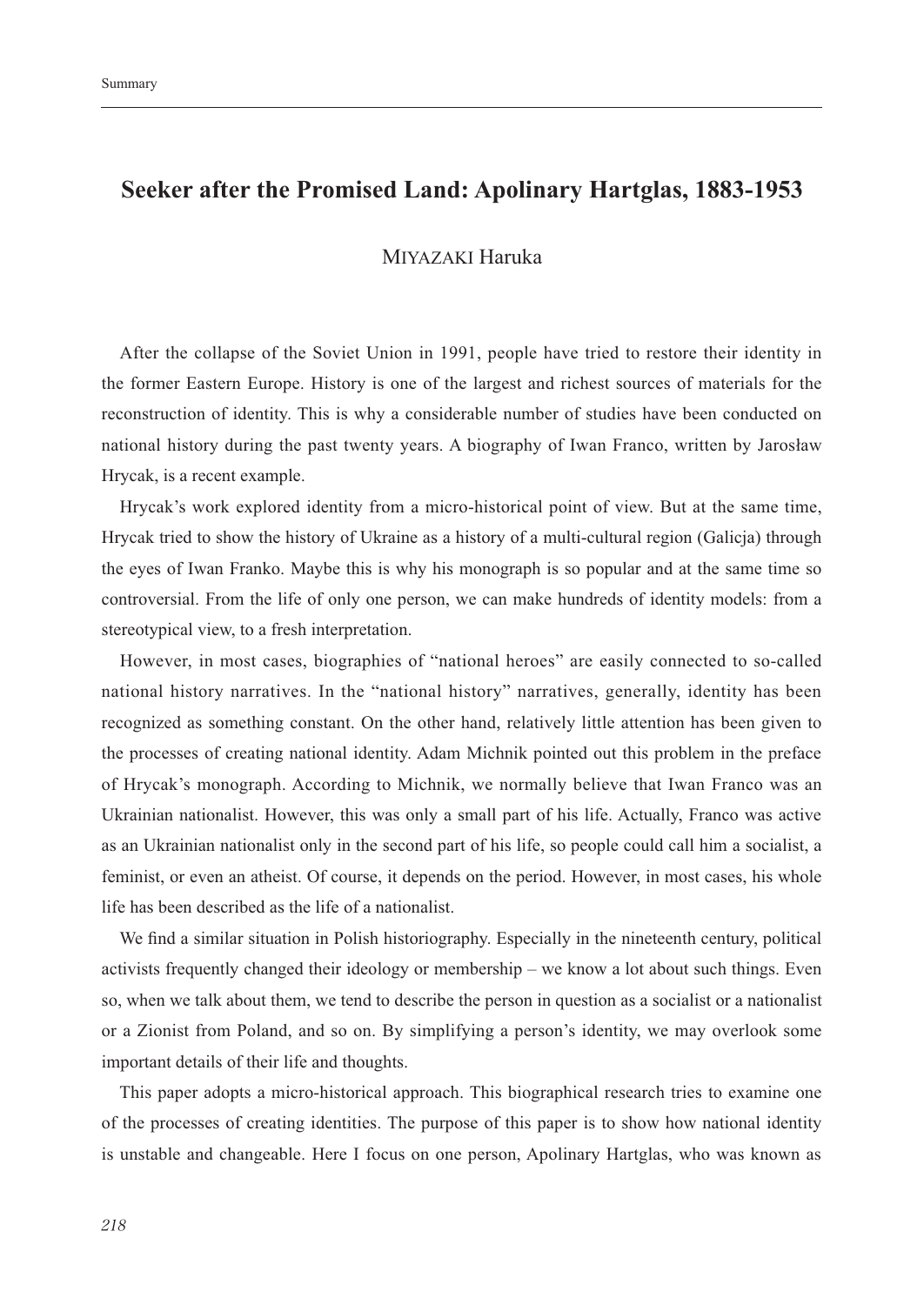# Seeker after the Promised Land: Apolinary Hartglas, 1883-1953

MIYAZAKI Haruka

After the collapse of the Soviet Union in 1991, people have tried to restore their identity in the former Eastern Europe. History is one of the largest and richest sources of materials for the reconstruction of identity. This is why a considerable number of studies have been conducted on national history during the past twenty years. A biography of Iwan Franco, written by Jarosław Hrycak, is a recent example.

Hrycak's work explored identity from a micro-historical point of view. But at the same time, Hrycak tried to show the history of Ukraine as a history of a multi-cultural region (Galicja) through the eyes of Iwan Franko. Maybe this is why his monograph is so popular and at the same time so controversial. From the life of only one person, we can make hundreds of identity models: from a stereotypical view, to a fresh interpretation.

However, in most cases, biographies of "national heroes" are easily connected to so-called national history narratives. In the "national history" narratives, generally, identity has been recognized as something constant. On the other hand, relatively little attention has been given to the processes of creating national identity. Adam Michnik pointed out this problem in the preface of Hrycak's monograph. According to Michnik, we normally believe that Iwan Franco was an Ukrainian nationalist. However, this was only a small part of his life. Actually, Franco was active as an Ukrainian nationalist only in the second part of his life, so people could call him a socialist, a feminist, or even an atheist. Of course, it depends on the period. However, in most cases, his whole life has been described as the life of a nationalist.

We find a similar situation in Polish historiography. Especially in the nineteenth century, political activists frequently changed their ideology or membership – we know a lot about such things. Even so, when we talk about them, we tend to describe the person in question as a socialist or a nationalist or a Zionist from Poland, and so on. By simplifying a person's identity, we may overlook some important details of their life and thoughts.

This paper adopts a micro-historical approach. This biographical research tries to examine one of the processes of creating identities. The purpose of this paper is to show how national identity is unstable and changeable. Here I focus on one person, Apolinary Hartglas, who was known as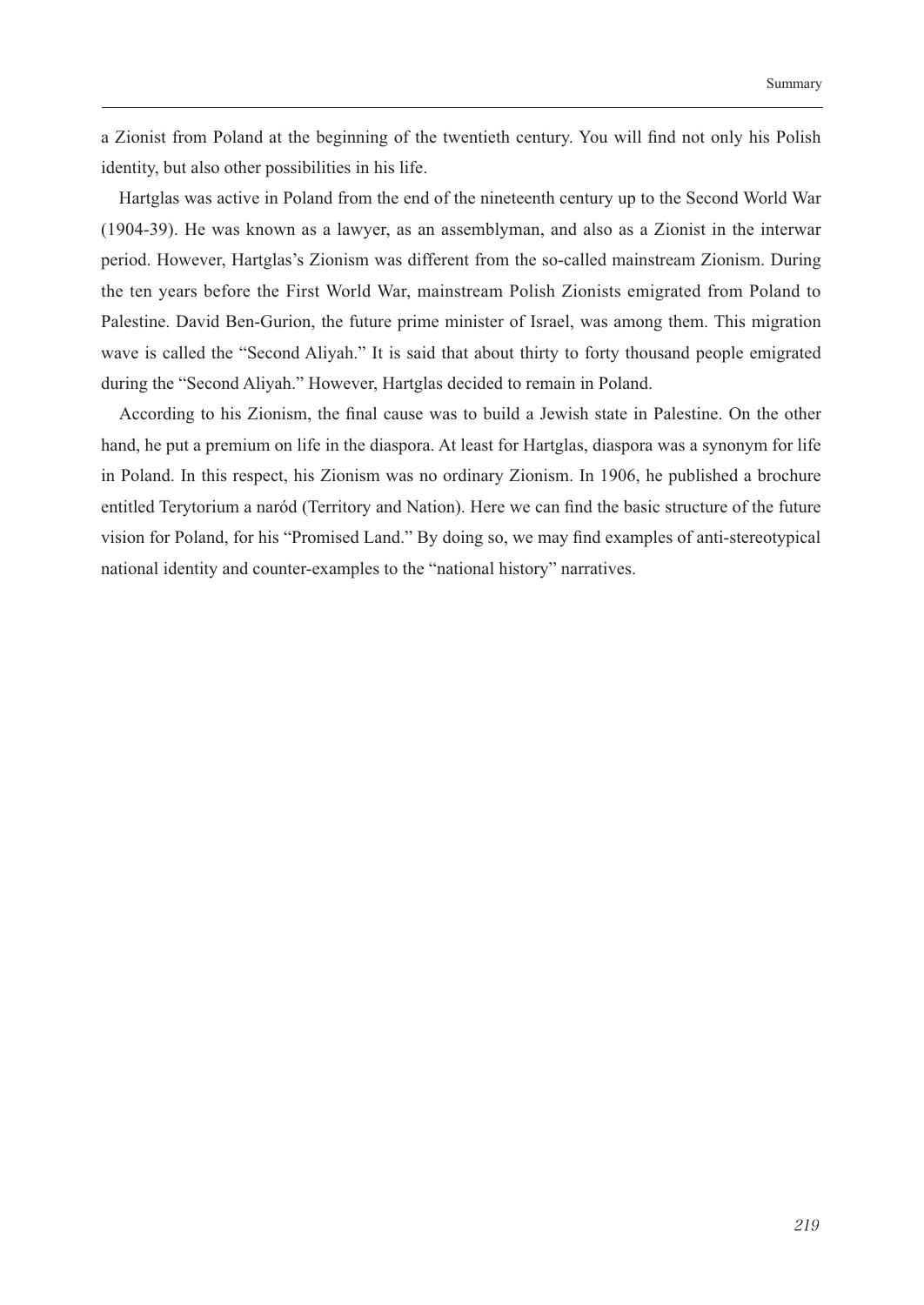a Zionist from Poland at the beginning of the twentieth century. You will find not only his Polish identity, but also other possibilities in his life.

Hartglas was active in Poland from the end of the nineteenth century up to the Second World War (1904-39). He was known as a lawyer, as an assemblyman, and also as a Zionist in the interwar period. However, Hartglas's Zionism was different from the so-called mainstream Zionism. During the ten years before the First World War, mainstream Polish Zionists emigrated from Poland to Palestine. David Ben-Gurion, the future prime minister of Israel, was among them. This migration wave is called the "Second Aliyah." It is said that about thirty to forty thousand people emigrated during the "Second Aliyah." However, Hartglas decided to remain in Poland.

According to his Zionism, the final cause was to build a Jewish state in Palestine. On the other hand, he put a premium on life in the diaspora. At least for Hartglas, diaspora was a synonym for life in Poland. In this respect, his Zionism was no ordinary Zionism. In 1906, he published a brochure entitled Terytorium a naród (Territory and Nation). Here we can find the basic structure of the future vision for Poland, for his "Promised Land." By doing so, we may find examples of anti-stereotypical national identity and counter-examples to the "national history" narratives.